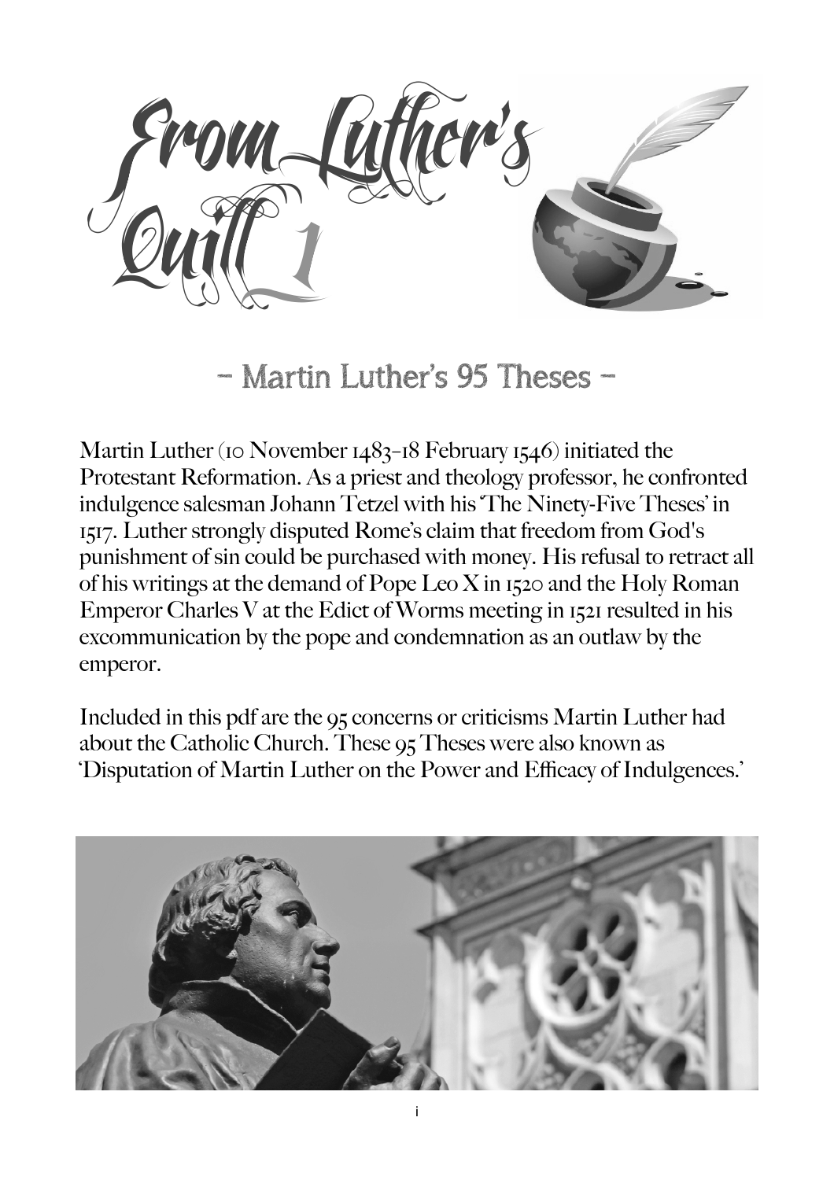# From Luther's Quill 1

## - Martin Luther's 95 Theses -

Martin Luther (10 November 1483–18 February 1546) initiated the Protestant Reformation. As a priest and theology professor, he confronted indulgence salesman Johann Tetzel with his 'The Ninety-Five Theses' in 1517. Luther strongly disputed Rome's claim that freedom from God's punishment of sin could be purchased with money. His refusal to retract all of his writings at the demand of Pope Leo X in 1520 and the Holy Roman Emperor Charles V at the Edict of Worms meeting in 1521 resulted in his excommunication by the pope and condemnation as an outlaw by the emperor.

Included in this pdf are the 95 concerns or criticisms Martin Luther had about the Catholic Church. These 95 Theses were also known as 'Disputation of Martin Luther on the Power and Efficacy of Indulgences.'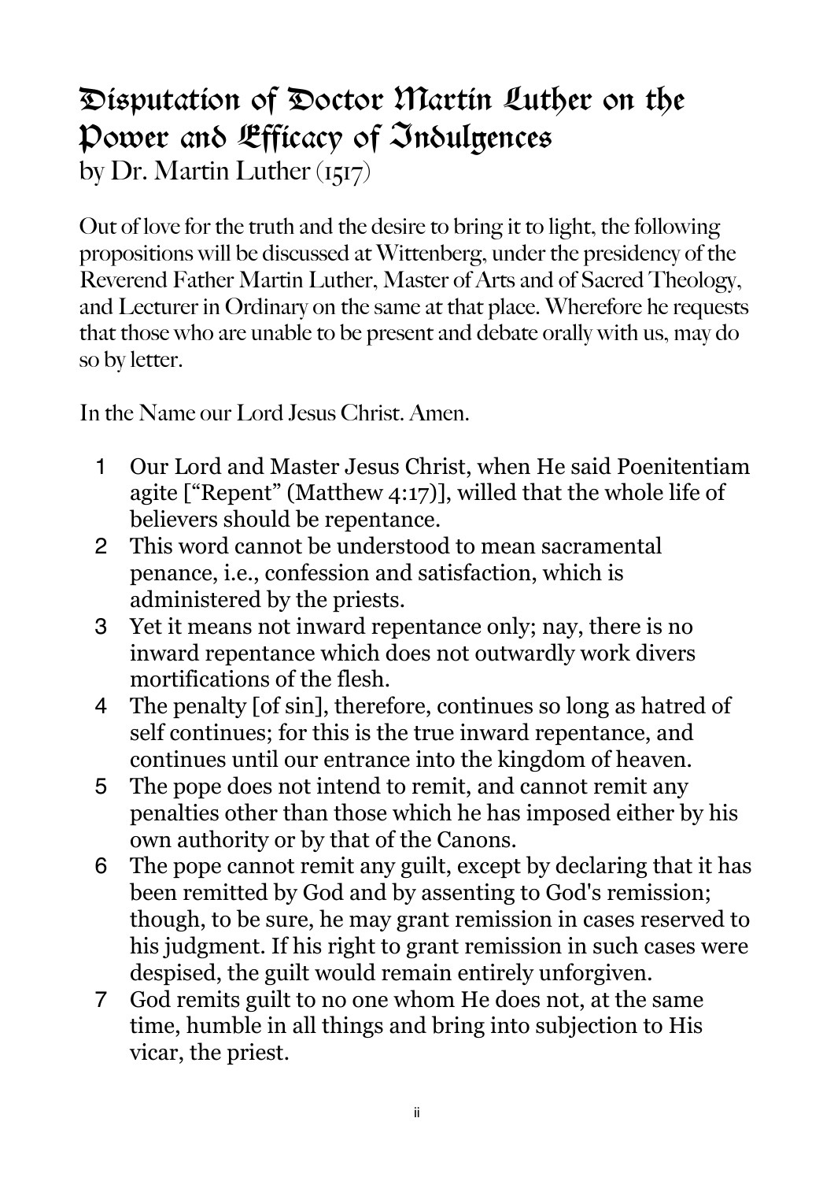# Disputation of Doctor Martin Luther on the Power and Efficacy of Indulgences

by Dr. Martin Luther (1517)

Out of love for the truth and the desire to bring it to light, the following propositions will be discussed at Wittenberg, under the presidency of the Reverend Father Martin Luther, Master of Arts and of Sacred Theology, and Lecturer in Ordinary on the same at that place. Wherefore he requests that those who are unable to be present and debate orally with us, may do so by letter.

In the Name our Lord Jesus Christ. Amen.

1. Our Lord and Master Jesus Christ, when He said Poenitentiam agite ["Repent" (Matthew 4:17)], willed that the whole life of believers should be repentance.
2. This word cannot be understood to mean sacramental penance, i.e., confession and satisfaction, which is administered by the priests.
3. Yet it means not inward repentance only; nay, there is no inward repentance which does not outwardly work divers mortifications of the flesh.
4. The penalty [of sin], therefore, continues so long as hatred of self continues; for this is the true inward repentance, and continues until our entrance into the kingdom of heaven.
5. The pope does not intend to remit, and cannot remit any penalties other than those which he has imposed either by his own authority or by that of the Canons.
6. The pope cannot remit any guilt, except by declaring that it has been remitted by God and by assenting to God's remission; though, to be sure, he may grant remission in cases reserved to his judgment. If his right to grant remission in such cases were despised, the guilt would remain entirely unforgiven.
7. God remits guilt to no one whom He does not, at the same time, humble in all things and bring into subjection to His vicar, the priest.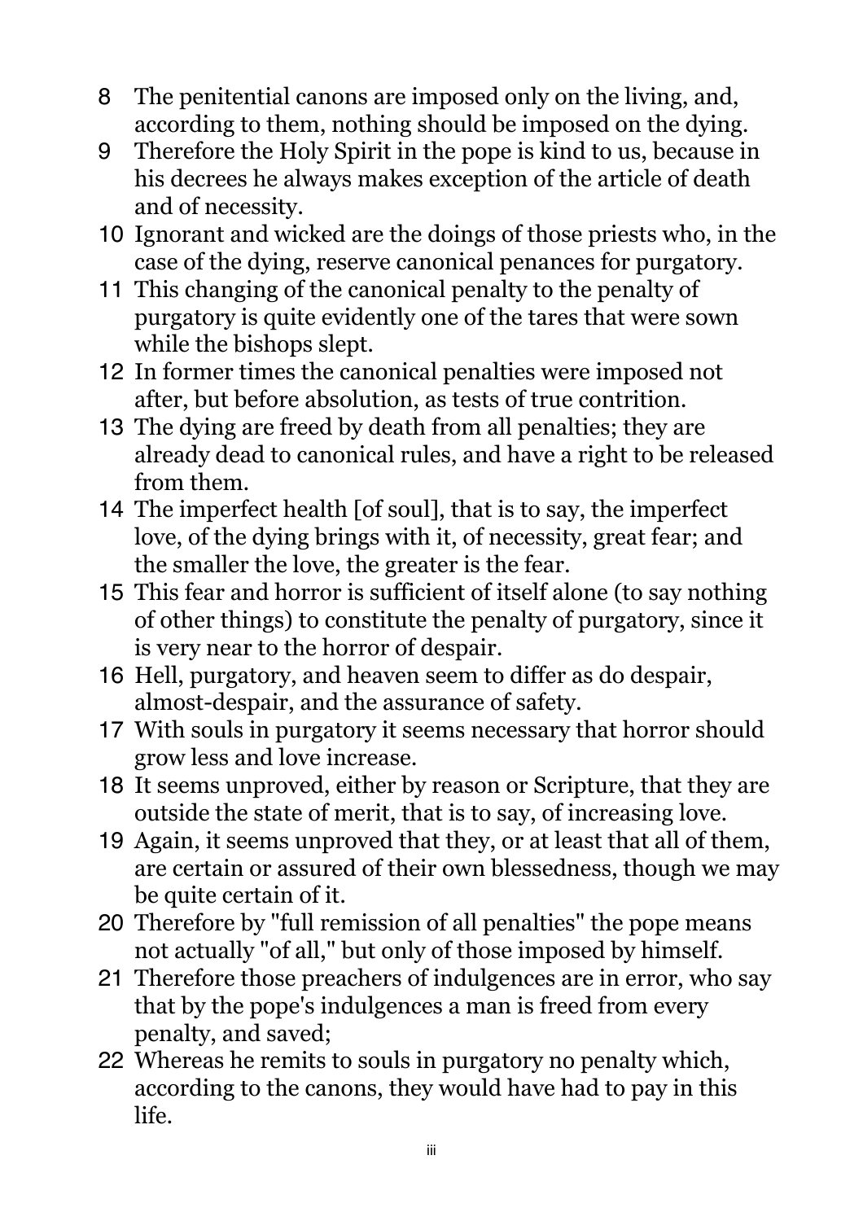8 The penitential canons are imposed only on the living, and, according to them, nothing should be imposed on the dying.

9 Therefore the Holy Spirit in the pope is kind to us, because in his decrees he always makes exception of the article of death and of necessity.

10 Ignorant and wicked are the doings of those priests who, in the case of the dying, reserve canonical penances for purgatory.

11 This changing of the canonical penalty to the penalty of purgatory is quite evidently one of the tares that were sown while the bishops slept.

12 In former times the canonical penalties were imposed not after, but before absolution, as tests of true contrition.

13 The dying are freed by death from all penalties; they are already dead to canonical rules, and have a right to be released from them.

14 The imperfect health [of soul], that is to say, the imperfect love, of the dying brings with it, of necessity, great fear; and the smaller the love, the greater is the fear.

15 This fear and horror is sufficient of itself alone (to say nothing of other things) to constitute the penalty of purgatory, since it is very near to the horror of despair.

16 Hell, purgatory, and heaven seem to differ as do despair, almost-despair, and the assurance of safety.

17 With souls in purgatory it seems necessary that horror should grow less and love increase.

18 It seems unproved, either by reason or Scripture, that they are outside the state of merit, that is to say, of increasing love.

19 Again, it seems unproved that they, or at least that all of them, are certain or assured of their own blessedness, though we may be quite certain of it.

20 Therefore by "full remission of all penalties" the pope means not actually "of all," but only of those imposed by himself.

21 Therefore those preachers of indulgences are in error, who say that by the pope's indulgences a man is freed from every penalty, and saved;

22 Whereas he remits to souls in purgatory no penalty which, according to the canons, they would have had to pay in this life.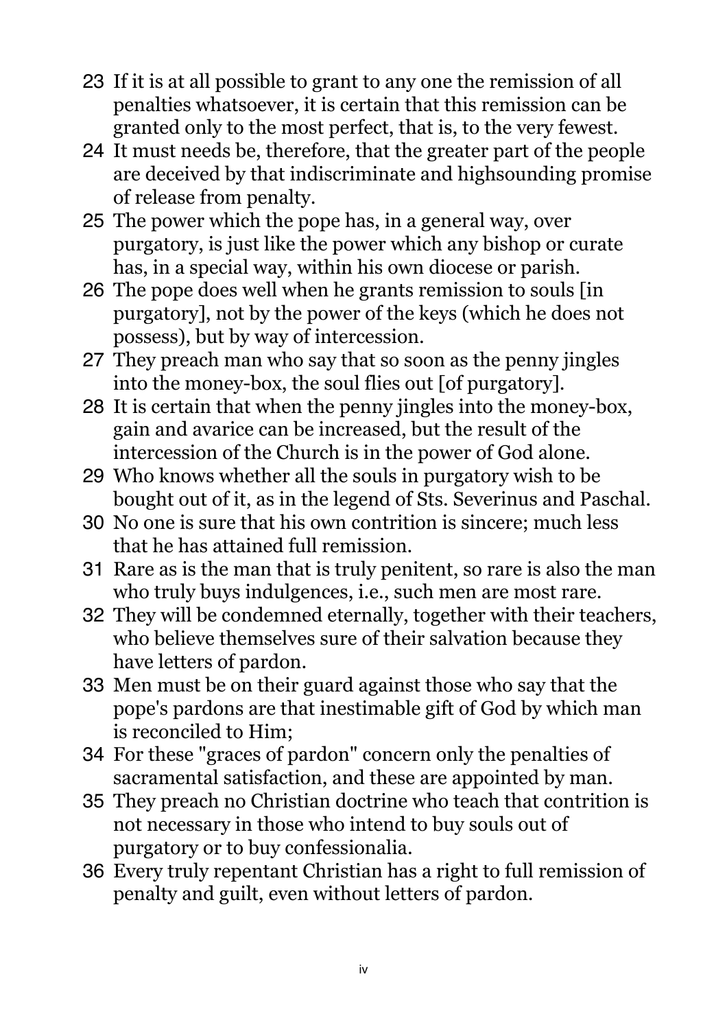23 If it is at all possible to grant to any one the remission of all penalties whatsoever, it is certain that this remission can be granted only to the most perfect, that is, to the very fewest.

24 It must needs be, therefore, that the greater part of the people are deceived by that indiscriminate and highsounding promise of release from penalty.

25 The power which the pope has, in a general way, over purgatory, is just like the power which any bishop or curate has, in a special way, within his own diocese or parish.

26 The pope does well when he grants remission to souls [in purgatory], not by the power of the keys (which he does not possess), but by way of intercession.

27 They preach man who say that so soon as the penny jingles into the money-box, the soul flies out [of purgatory].

28 It is certain that when the penny jingles into the money-box, gain and avarice can be increased, but the result of the intercession of the Church is in the power of God alone.

29 Who knows whether all the souls in purgatory wish to be bought out of it, as in the legend of Sts. Severinus and Paschal.

30 No one is sure that his own contrition is sincere; much less that he has attained full remission.

31 Rare as is the man that is truly penitent, so rare is also the man who truly buys indulgences, i.e., such men are most rare.

32 They will be condemned eternally, together with their teachers, who believe themselves sure of their salvation because they have letters of pardon.

33 Men must be on their guard against those who say that the pope's pardons are that inestimable gift of God by which man is reconciled to Him;

34 For these "graces of pardon" concern only the penalties of sacramental satisfaction, and these are appointed by man.

35 They preach no Christian doctrine who teach that contrition is not necessary in those who intend to buy souls out of purgatory or to buy confessionalia.

36 Every truly repentant Christian has a right to full remission of penalty and guilt, even without letters of pardon.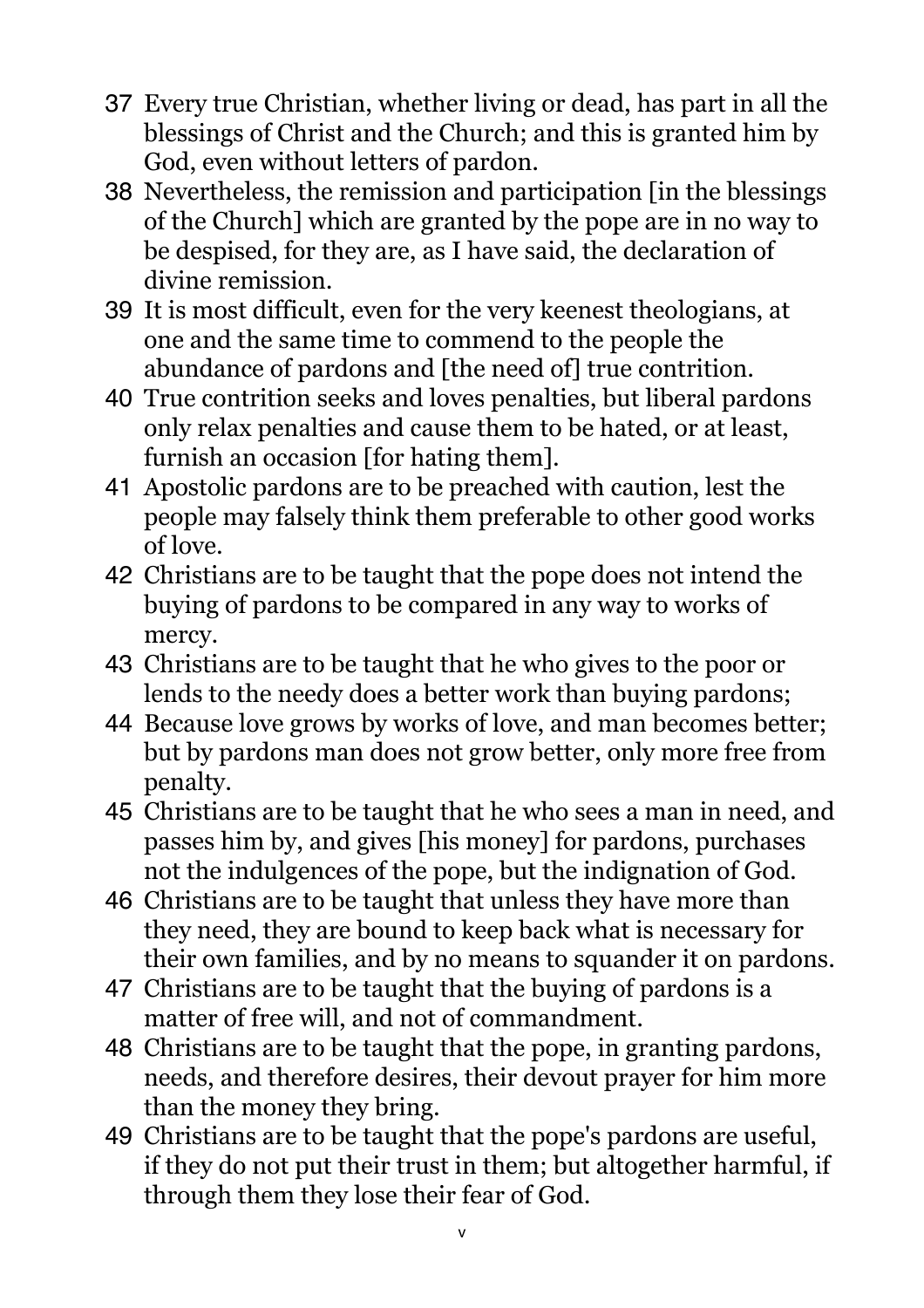37 Every true Christian, whether living or dead, has part in all the blessings of Christ and the Church; and this is granted him by God, even without letters of pardon.

38 Nevertheless, the remission and participation [in the blessings of the Church] which are granted by the pope are in no way to be despised, for they are, as I have said, the declaration of divine remission.

39 It is most difficult, even for the very keenest theologians, at one and the same time to commend to the people the abundance of pardons and [the need of] true contrition.

40 True contrition seeks and loves penalties, but liberal pardons only relax penalties and cause them to be hated, or at least, furnish an occasion [for hating them].

41 Apostolic pardons are to be preached with caution, lest the people may falsely think them preferable to other good works of love.

42 Christians are to be taught that the pope does not intend the buying of pardons to be compared in any way to works of mercy.

43 Christians are to be taught that he who gives to the poor or lends to the needy does a better work than buying pardons;

44 Because love grows by works of love, and man becomes better; but by pardons man does not grow better, only more free from penalty.

45 Christians are to be taught that he who sees a man in need, and passes him by, and gives [his money] for pardons, purchases not the indulgences of the pope, but the indignation of God.

46 Christians are to be taught that unless they have more than they need, they are bound to keep back what is necessary for their own families, and by no means to squander it on pardons.

47 Christians are to be taught that the buying of pardons is a matter of free will, and not of commandment.

48 Christians are to be taught that the pope, in granting pardons, needs, and therefore desires, their devout prayer for him more than the money they bring.

49 Christians are to be taught that the pope's pardons are useful, if they do not put their trust in them; but altogether harmful, if through them they lose their fear of God.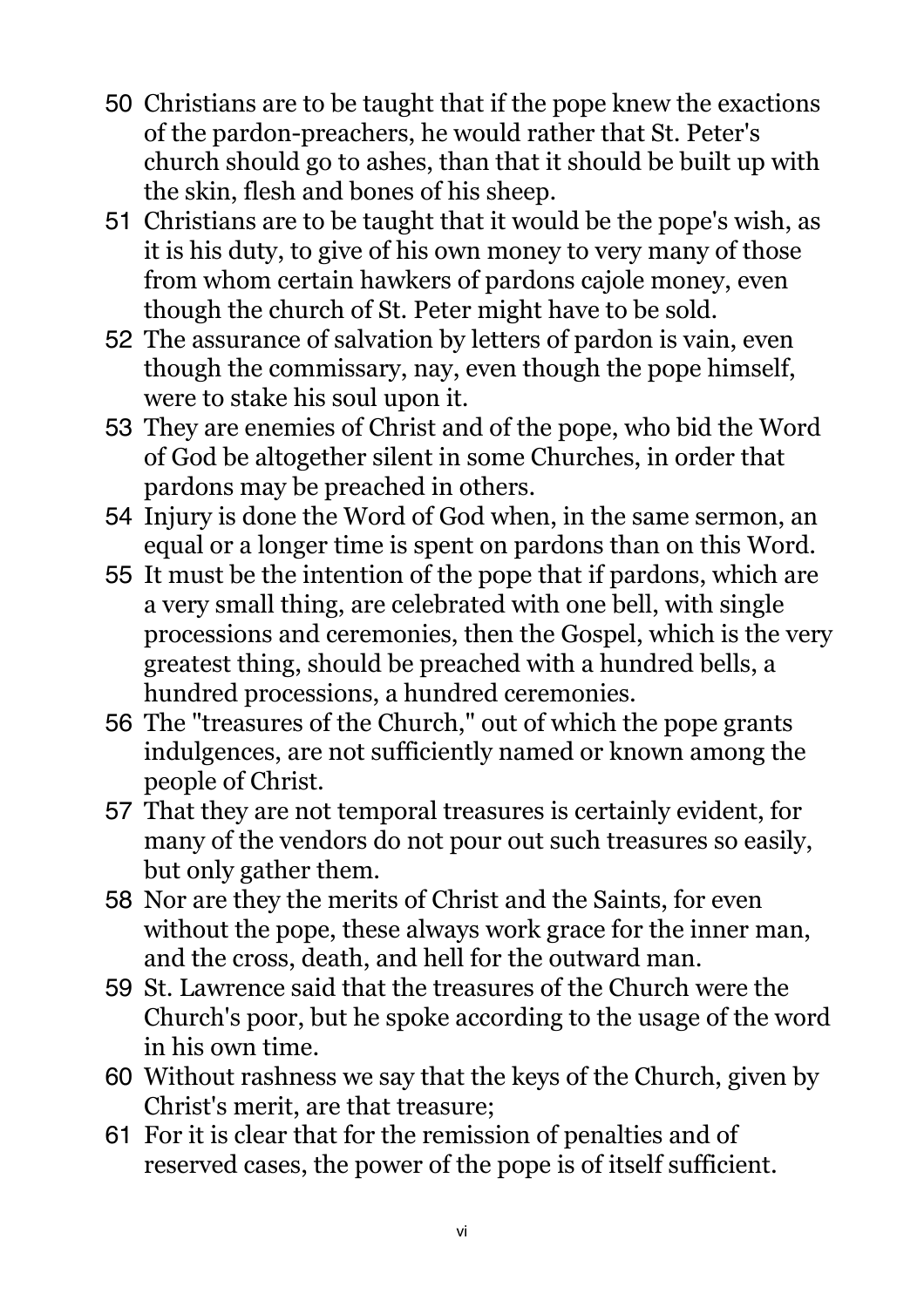50 Christians are to be taught that if the pope knew the exactions of the pardon-preachers, he would rather that St. Peter's church should go to ashes, than that it should be built up with the skin, flesh and bones of his sheep.

51 Christians are to be taught that it would be the pope's wish, as it is his duty, to give of his own money to very many of those from whom certain hawkers of pardons cajole money, even though the church of St. Peter might have to be sold.

52 The assurance of salvation by letters of pardon is vain, even though the commissary, nay, even though the pope himself, were to stake his soul upon it.

53 They are enemies of Christ and of the pope, who bid the Word of God be altogether silent in some Churches, in order that pardons may be preached in others.

54 Injury is done the Word of God when, in the same sermon, an equal or a longer time is spent on pardons than on this Word.

55 It must be the intention of the pope that if pardons, which are a very small thing, are celebrated with one bell, with single processions and ceremonies, then the Gospel, which is the very greatest thing, should be preached with a hundred bells, a hundred processions, a hundred ceremonies.

56 The "treasures of the Church," out of which the pope grants indulgences, are not sufficiently named or known among the people of Christ.

57 That they are not temporal treasures is certainly evident, for many of the vendors do not pour out such treasures so easily, but only gather them.

58 Nor are they the merits of Christ and the Saints, for even without the pope, these always work grace for the inner man, and the cross, death, and hell for the outward man.

59 St. Lawrence said that the treasures of the Church were the Church's poor, but he spoke according to the usage of the word in his own time.

60 Without rashness we say that the keys of the Church, given by Christ's merit, are that treasure;

61 For it is clear that for the remission of penalties and of reserved cases, the power of the pope is of itself sufficient.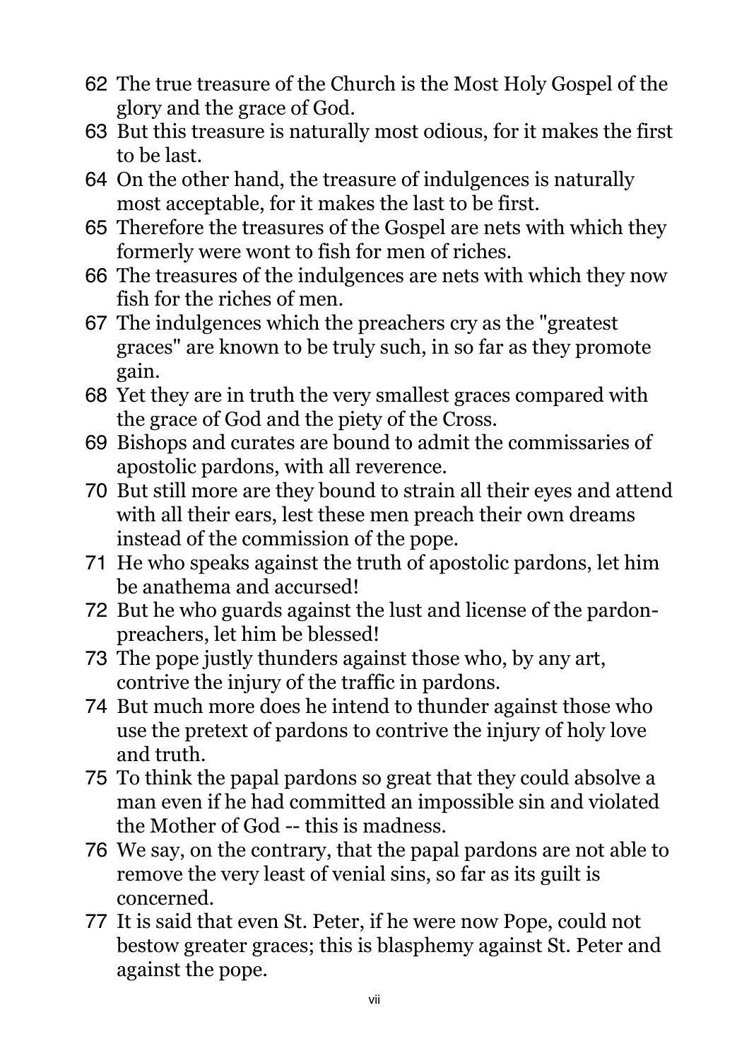62 The true treasure of the Church is the Most Holy Gospel of the glory and the grace of God.

63 But this treasure is naturally most odious, for it makes the first to be last.

64 On the other hand, the treasure of indulgences is naturally most acceptable, for it makes the last to be first.

65 Therefore the treasures of the Gospel are nets with which they formerly were wont to fish for men of riches.

66 The treasures of the indulgences are nets with which they now fish for the riches of men.

67 The indulgences which the preachers cry as the "greatest graces" are known to be truly such, in so far as they promote gain.

68 Yet they are in truth the very smallest graces compared with the grace of God and the piety of the Cross.

69 Bishops and curates are bound to admit the commissaries of apostolic pardons, with all reverence.

70 But still more are they bound to strain all their eyes and attend with all their ears, lest these men preach their own dreams instead of the commission of the pope.

71 He who speaks against the truth of apostolic pardons, let him be anathema and accursed!

72 But he who guards against the lust and license of the pardon-preachers, let him be blessed!

73 The pope justly thunders against those who, by any art, contrive the injury of the traffic in pardons.

74 But much more does he intend to thunder against those who use the pretext of pardons to contrive the injury of holy love and truth.

75 To think the papal pardons so great that they could absolve a man even if he had committed an impossible sin and violated the Mother of God -- this is madness.

76 We say, on the contrary, that the papal pardons are not able to remove the very least of venial sins, so far as its guilt is concerned.

77 It is said that even St. Peter, if he were now Pope, could not bestow greater graces; this is blasphemy against St. Peter and against the pope.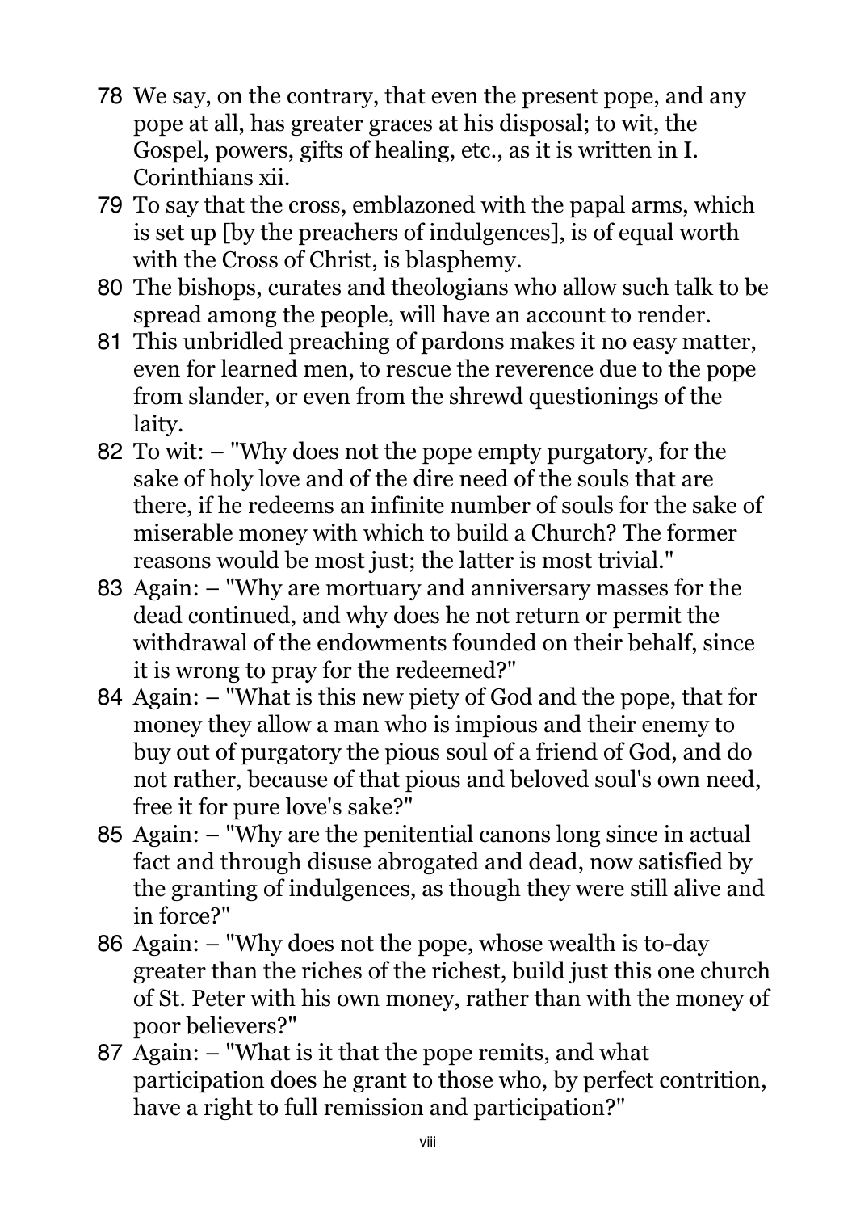78 We say, on the contrary, that even the present pope, and any pope at all, has greater graces at his disposal; to wit, the Gospel, powers, gifts of healing, etc., as it is written in I. Corinthians xii.

79 To say that the cross, emblazoned with the papal arms, which is set up [by the preachers of indulgences], is of equal worth with the Cross of Christ, is blasphemy.

80 The bishops, curates and theologians who allow such talk to be spread among the people, will have an account to render.

81 This unbridled preaching of pardons makes it no easy matter, even for learned men, to rescue the reverence due to the pope from slander, or even from the shrewd questionings of the laity.

82 To wit: – "Why does not the pope empty purgatory, for the sake of holy love and of the dire need of the souls that are there, if he redeems an infinite number of souls for the sake of miserable money with which to build a Church? The former reasons would be most just; the latter is most trivial."

83 Again: – "Why are mortuary and anniversary masses for the dead continued, and why does he not return or permit the withdrawal of the endowments founded on their behalf, since it is wrong to pray for the redeemed?"

84 Again: – "What is this new piety of God and the pope, that for money they allow a man who is impious and their enemy to buy out of purgatory the pious soul of a friend of God, and do not rather, because of that pious and beloved soul's own need, free it for pure love's sake?"

85 Again: – "Why are the penitential canons long since in actual fact and through disuse abrogated and dead, now satisfied by the granting of indulgences, as though they were still alive and in force?"

86 Again: – "Why does not the pope, whose wealth is to-day greater than the riches of the richest, build just this one church of St. Peter with his own money, rather than with the money of poor believers?"

87 Again: – "What is it that the pope remits, and what participation does he grant to those who, by perfect contrition, have a right to full remission and participation?"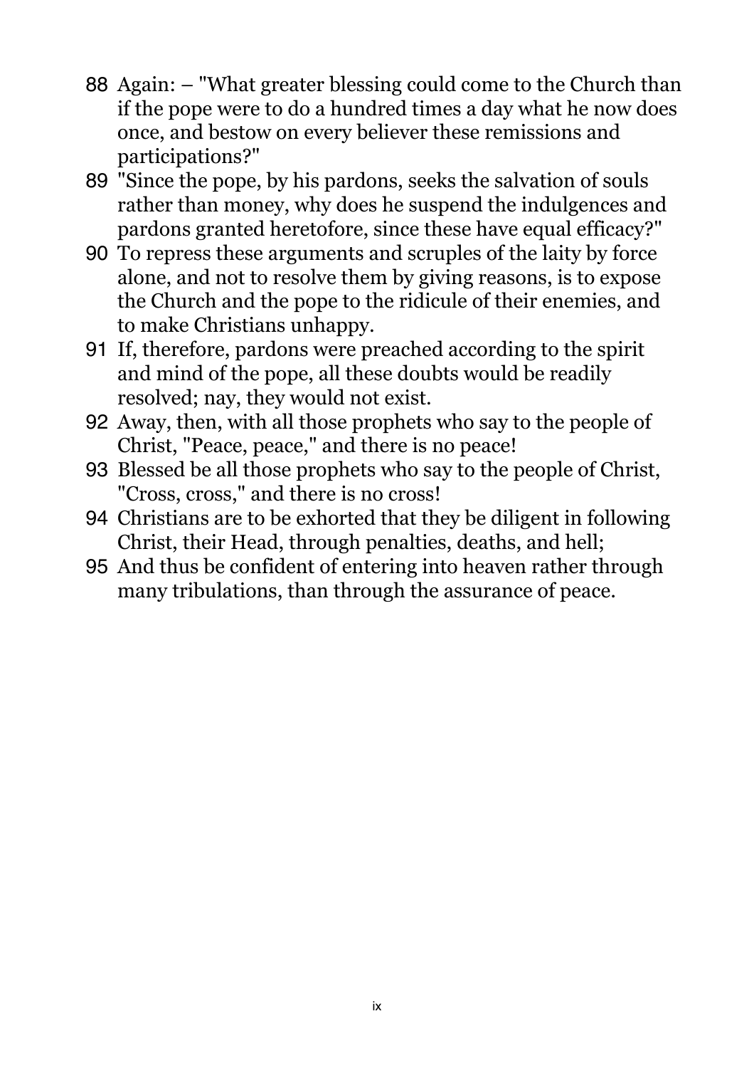88 Again: – "What greater blessing could come to the Church than if the pope were to do a hundred times a day what he now does once, and bestow on every believer these remissions and participations?"

89 "Since the pope, by his pardons, seeks the salvation of souls rather than money, why does he suspend the indulgences and pardons granted heretofore, since these have equal efficacy?"

90 To repress these arguments and scruples of the laity by force alone, and not to resolve them by giving reasons, is to expose the Church and the pope to the ridicule of their enemies, and to make Christians unhappy.

91 If, therefore, pardons were preached according to the spirit and mind of the pope, all these doubts would be readily resolved; nay, they would not exist.

92 Away, then, with all those prophets who say to the people of Christ, "Peace, peace," and there is no peace!

93 Blessed be all those prophets who say to the people of Christ, "Cross, cross," and there is no cross!

94 Christians are to be exhorted that they be diligent in following Christ, their Head, through penalties, deaths, and hell;

95 And thus be confident of entering into heaven rather through many tribulations, than through the assurance of peace.